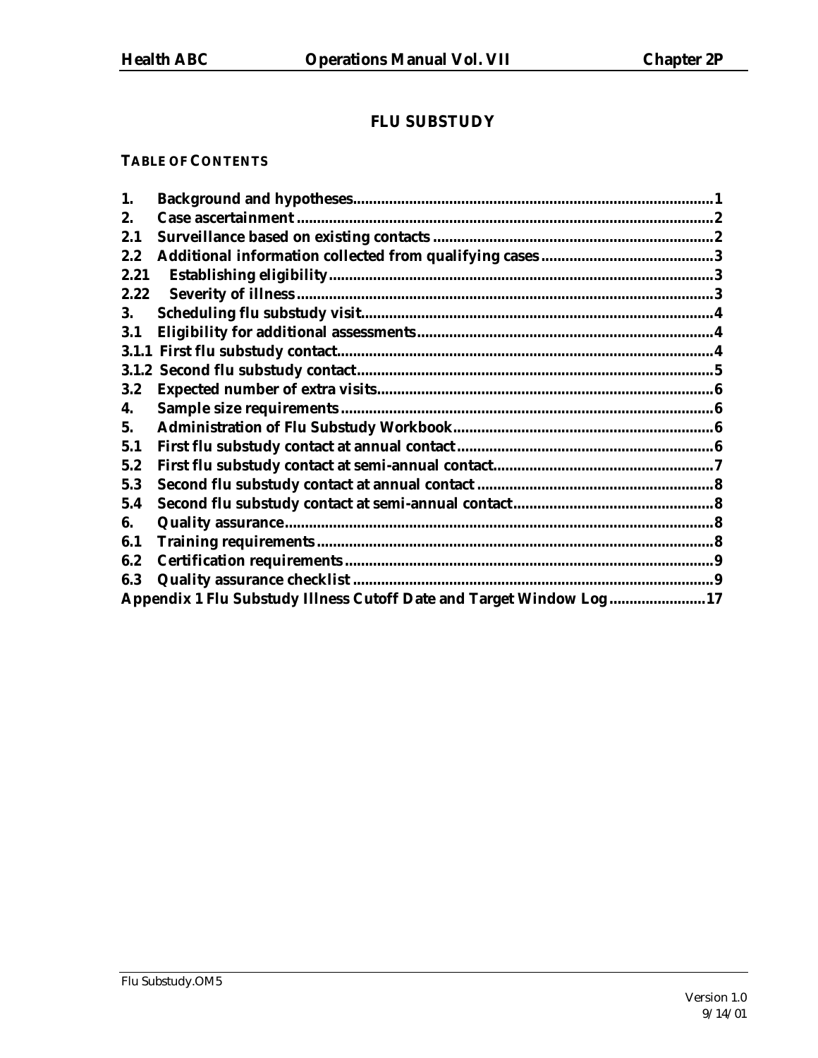# FLU SUBSTUDY

**TABLE OF CONTENTS**

| | | |
|---|---|---|
| **1.** | **Background and hypotheses** | **1** |
| **2.** | **Case ascertainment** | **2** |
| **2.1** | **Surveillance based on existing contacts** | **2** |
| **2.2** | **Additional information collected from qualifying cases** | **3** |
| **2.21** | **Establishing eligibility** | **3** |
| **2.22** | **Severity of illness** | **3** |
| **3.** | **Scheduling flu substudy visit** | **4** |
| **3.1** | **Eligibility for additional assessments** | **4** |
| **3.1.1** | **First flu substudy contact** | **4** |
| **3.1.2** | **Second flu substudy contact** | **5** |
| **3.2** | **Expected number of extra visits** | **6** |
| **4.** | **Sample size requirements** | **6** |
| **5.** | **Administration of Flu Substudy Workbook** | **6** |
| **5.1** | **First flu substudy contact at annual contact** | **6** |
| **5.2** | **First flu substudy contact at semi-annual contact** | **7** |
| **5.3** | **Second flu substudy contact at annual contact** | **8** |
| **5.4** | **Second flu substudy contact at semi-annual contact** | **8** |
| **6.** | **Quality assurance** | **8** |
| **6.1** | **Training requirements** | **8** |
| **6.2** | **Certification requirements** | **9** |
| **6.3** | **Quality assurance checklist** | **9** |
| | **Appendix 1 Flu Substudy Illness Cutoff Date and Target Window Log** | **17** |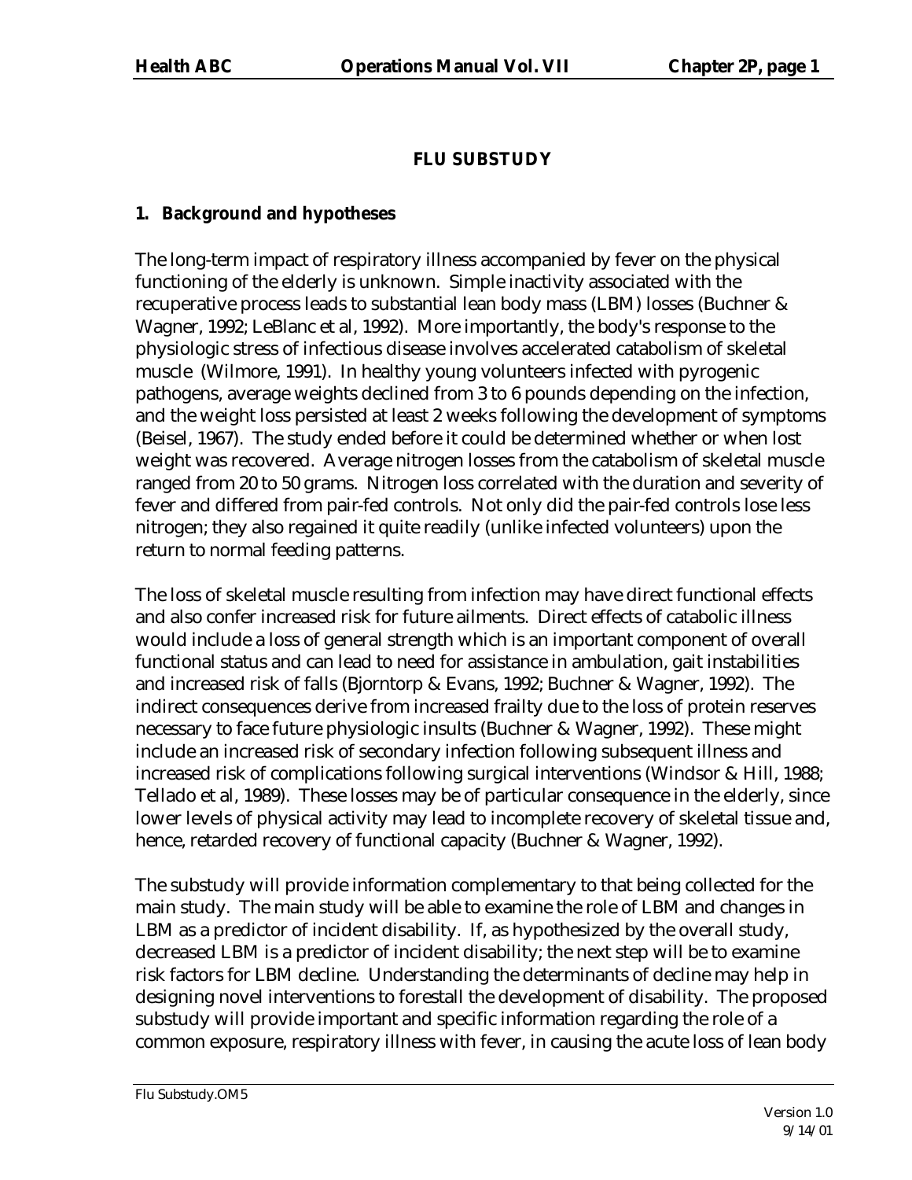# FLU SUBSTUDY

## 1. Background and hypotheses

The long-term impact of respiratory illness accompanied by fever on the physical functioning of the elderly is unknown. Simple inactivity associated with the recuperative process leads to substantial lean body mass (LBM) losses (Buchner & Wagner, 1992; LeBlanc et al, 1992). More importantly, the body's response to the physiologic stress of infectious disease involves accelerated catabolism of skeletal muscle (Wilmore, 1991). In healthy young volunteers infected with pyrogenic pathogens, average weights declined from 3 to 6 pounds depending on the infection, and the weight loss persisted at least 2 weeks following the development of symptoms (Beisel, 1967). The study ended before it could be determined whether or when lost weight was recovered. Average nitrogen losses from the catabolism of skeletal muscle ranged from 20 to 50 grams. Nitrogen loss correlated with the duration and severity of fever and differed from pair-fed controls. Not only did the pair-fed controls lose less nitrogen; they also regained it quite readily (unlike infected volunteers) upon the return to normal feeding patterns.

The loss of skeletal muscle resulting from infection may have direct functional effects and also confer increased risk for future ailments. Direct effects of catabolic illness would include a loss of general strength which is an important component of overall functional status and can lead to need for assistance in ambulation, gait instabilities and increased risk of falls (Bjorntorp & Evans, 1992; Buchner & Wagner, 1992). The indirect consequences derive from increased frailty due to the loss of protein reserves necessary to face future physiologic insults (Buchner & Wagner, 1992). These might include an increased risk of secondary infection following subsequent illness and increased risk of complications following surgical interventions (Windsor & Hill, 1988; Tellado et al, 1989). These losses may be of particular consequence in the elderly, since lower levels of physical activity may lead to incomplete recovery of skeletal tissue and, hence, retarded recovery of functional capacity (Buchner & Wagner, 1992).

The substudy will provide information complementary to that being collected for the main study. The main study will be able to examine the role of LBM and changes in LBM as a predictor of incident disability. If, as hypothesized by the overall study, decreased LBM is a predictor of incident disability; the next step will be to examine risk factors for LBM decline. Understanding the determinants of decline may help in designing novel interventions to forestall the development of disability. The proposed substudy will provide important and specific information regarding the role of a common exposure, respiratory illness with fever, in causing the acute loss of lean body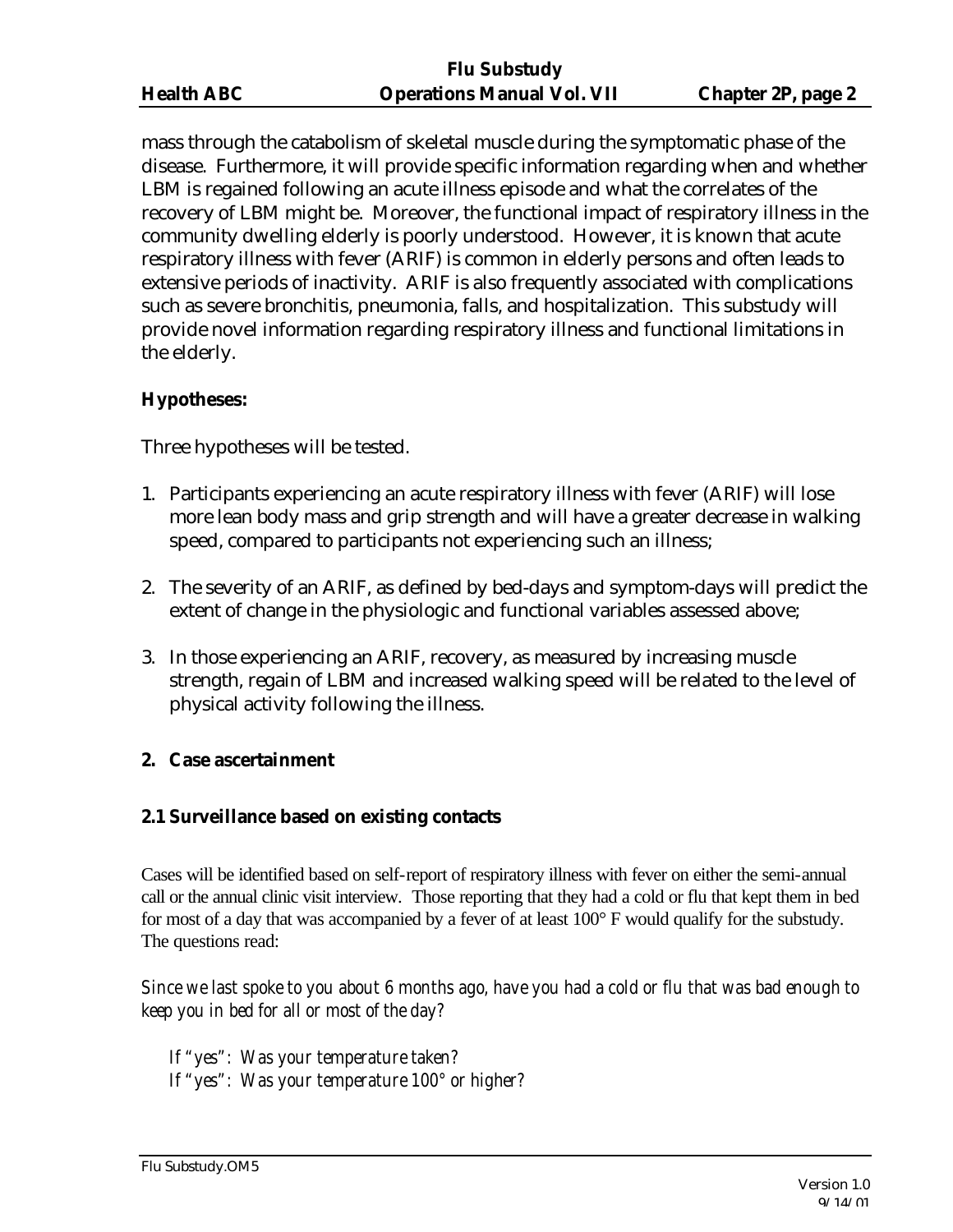mass through the catabolism of skeletal muscle during the symptomatic phase of the disease. Furthermore, it will provide specific information regarding when and whether LBM is regained following an acute illness episode and what the correlates of the recovery of LBM might be. Moreover, the functional impact of respiratory illness in the community dwelling elderly is poorly understood. However, it is known that acute respiratory illness with fever (ARIF) is common in elderly persons and often leads to extensive periods of inactivity. ARIF is also frequently associated with complications such as severe bronchitis, pneumonia, falls, and hospitalization. This substudy will provide novel information regarding respiratory illness and functional limitations in the elderly.

**Hypotheses:**

Three hypotheses will be tested.

1. Participants experiencing an acute respiratory illness with fever (ARIF) will lose more lean body mass and grip strength and will have a greater decrease in walking speed, compared to participants not experiencing such an illness;

2. The severity of an ARIF, as defined by bed-days and symptom-days will predict the extent of change in the physiologic and functional variables assessed above;

3. In those experiencing an ARIF, recovery, as measured by increasing muscle strength, regain of LBM and increased walking speed will be related to the level of physical activity following the illness.

## 2. Case ascertainment

### 2.1 Surveillance based on existing contacts

Cases will be identified based on self-report of respiratory illness with fever on either the semi-annual call or the annual clinic visit interview. Those reporting that they had a cold or flu that kept them in bed for most of a day that was accompanied by a fever of at least 100° F would qualify for the substudy. The questions read:

*Since we last spoke to you about 6 months ago, have you had a cold or flu that was bad enough to keep you in bed for all or most of the day?*

*If "yes": Was your temperature taken?*
*If "yes": Was your temperature 100° or higher?*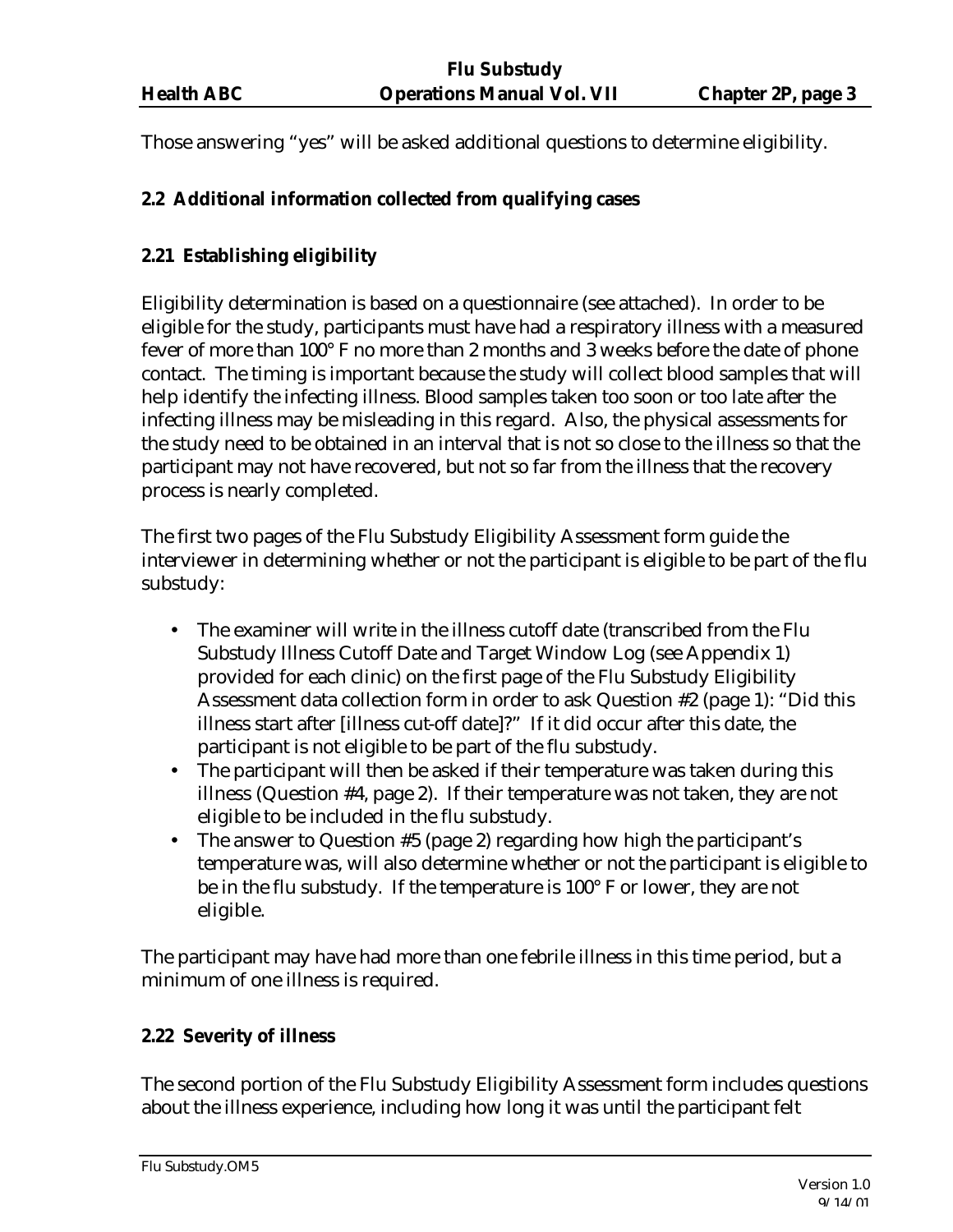Those answering "yes" will be asked additional questions to determine eligibility.

### 2.2 Additional information collected from qualifying cases

### 2.21 Establishing eligibility

Eligibility determination is based on a questionnaire (see attached). In order to be eligible for the study, participants must have had a respiratory illness with a measured fever of more than 100° F no more than 2 months and 3 weeks before the date of phone contact. The timing is important because the study will collect blood samples that will help identify the infecting illness. Blood samples taken too soon or too late after the infecting illness may be misleading in this regard. Also, the physical assessments for the study need to be obtained in an interval that is not so close to the illness so that the participant may not have recovered, but not so far from the illness that the recovery process is nearly completed.

The first two pages of the Flu Substudy Eligibility Assessment form guide the interviewer in determining whether or not the participant is eligible to be part of the flu substudy:

- The examiner will write in the illness cutoff date (transcribed from the Flu Substudy Illness Cutoff Date and Target Window Log (see Appendix 1) provided for each clinic) on the first page of the Flu Substudy Eligibility Assessment data collection form in order to ask Question #2 (page 1): "Did this illness start after [illness cut-off date]?" If it did occur after this date, the participant is not eligible to be part of the flu substudy.
- The participant will then be asked if their temperature was taken during this illness (Question #4, page 2). If their temperature was not taken, they are not eligible to be included in the flu substudy.
- The answer to Question #5 (page 2) regarding how high the participant's temperature was, will also determine whether or not the participant is eligible to be in the flu substudy. If the temperature is 100° F or lower, they are not eligible.

The participant may have had more than one febrile illness in this time period, but a minimum of one illness is required.

### 2.22 Severity of illness

The second portion of the Flu Substudy Eligibility Assessment form includes questions about the illness experience, including how long it was until the participant felt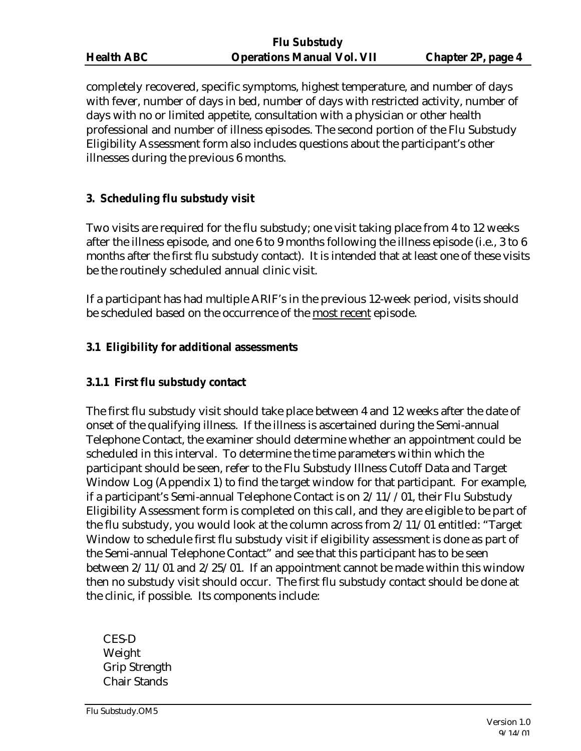completely recovered, specific symptoms, highest temperature, and number of days with fever, number of days in bed, number of days with restricted activity, number of days with no or limited appetite, consultation with a physician or other health professional and number of illness episodes. The second portion of the Flu Substudy Eligibility Assessment form also includes questions about the participant's other illnesses during the previous 6 months.

## 3. Scheduling flu substudy visit

Two visits are required for the flu substudy; one visit taking place from 4 to 12 weeks after the illness episode, and one 6 to 9 months following the illness episode (i.e., 3 to 6 months after the first flu substudy contact). It is intended that at least one of these visits be the routinely scheduled annual clinic visit.

If a participant has had multiple ARIF's in the previous 12-week period, visits should be scheduled based on the occurrence of the <u>most recent</u> episode.

### 3.1 Eligibility for additional assessments

#### 3.1.1 First flu substudy contact

The first flu substudy visit should take place between 4 and 12 weeks after the date of onset of the qualifying illness. If the illness is ascertained during the Semi-annual Telephone Contact, the examiner should determine whether an appointment could be scheduled in this interval. To determine the time parameters within which the participant should be seen, refer to the Flu Substudy Illness Cutoff Data and Target Window Log (Appendix 1) to find the target window for that participant. For example, if a participant's Semi-annual Telephone Contact is on 2/11//01, their Flu Substudy Eligibility Assessment form is completed on this call, and they are eligible to be part of the flu substudy, you would look at the column across from 2/11/01 entitled: "Target Window to schedule first flu substudy visit if eligibility assessment is done as part of the Semi-annual Telephone Contact" and see that this participant has to be seen between 2/11/01 and 2/25/01. If an appointment cannot be made within this window then no substudy visit should occur. The first flu substudy contact should be done at the clinic, if possible. Its components include:

CES-D
Weight
Grip Strength
Chair Stands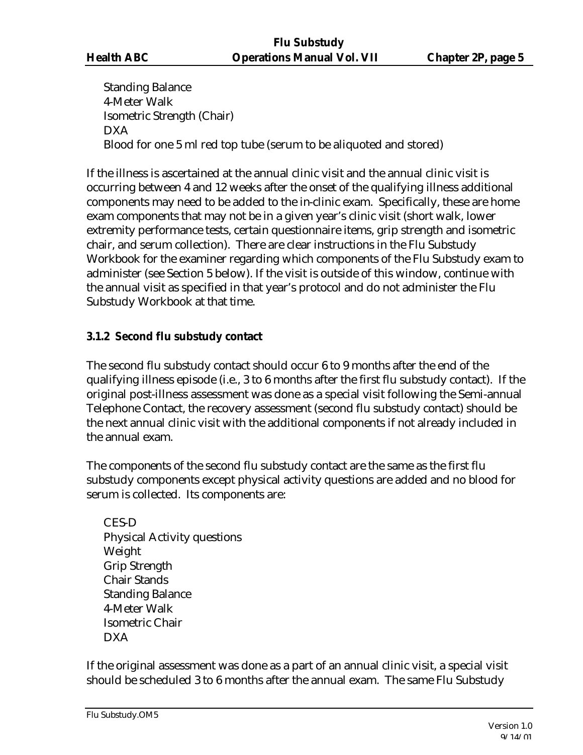Standing Balance
4-Meter Walk
Isometric Strength (Chair)
DXA
Blood for one 5 ml red top tube (serum to be aliquoted and stored)

If the illness is ascertained at the annual clinic visit and the annual clinic visit is occurring between 4 and 12 weeks after the onset of the qualifying illness additional components may need to be added to the in-clinic exam. Specifically, these are home exam components that may not be in a given year's clinic visit (short walk, lower extremity performance tests, certain questionnaire items, grip strength and isometric chair, and serum collection). There are clear instructions in the Flu Substudy Workbook for the examiner regarding which components of the Flu Substudy exam to administer (see Section 5 below). If the visit is outside of this window, continue with the annual visit as specified in that year's protocol and do not administer the Flu Substudy Workbook at that time.

### 3.1.2 Second flu substudy contact

The second flu substudy contact should occur 6 to 9 months after the end of the qualifying illness episode (i.e., 3 to 6 months after the first flu substudy contact). If the original post-illness assessment was done as a special visit following the Semi-annual Telephone Contact, the recovery assessment (second flu substudy contact) should be the next annual clinic visit with the additional components if not already included in the annual exam.

The components of the second flu substudy contact are the same as the first flu substudy components except physical activity questions are added and no blood for serum is collected. Its components are:

CES-D
Physical Activity questions
Weight
Grip Strength
Chair Stands
Standing Balance
4-Meter Walk
Isometric Chair
DXA

If the original assessment was done as a part of an annual clinic visit, a special visit should be scheduled 3 to 6 months after the annual exam. The same Flu Substudy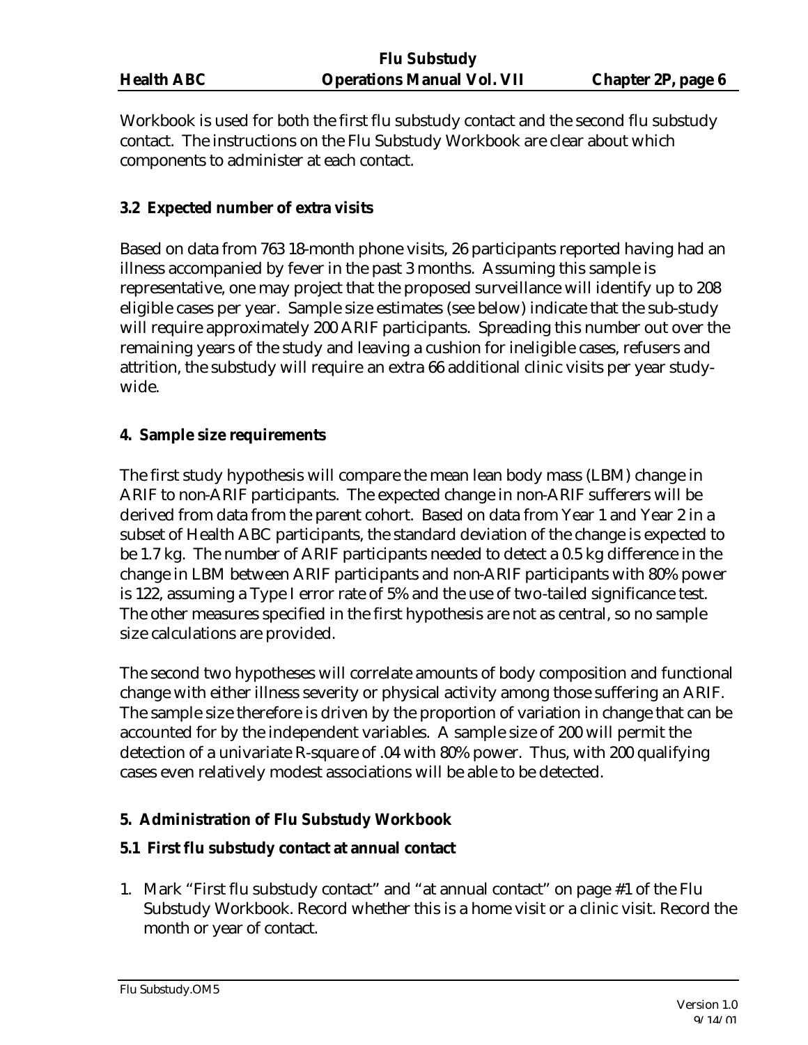Workbook is used for both the first flu substudy contact and the second flu substudy contact. The instructions on the Flu Substudy Workbook are clear about which components to administer at each contact.

### 3.2 Expected number of extra visits

Based on data from 763 18-month phone visits, 26 participants reported having had an illness accompanied by fever in the past 3 months. Assuming this sample is representative, one may project that the proposed surveillance will identify up to 208 eligible cases per year. Sample size estimates (see below) indicate that the sub-study will require approximately 200 ARIF participants. Spreading this number out over the remaining years of the study and leaving a cushion for ineligible cases, refusers and attrition, the substudy will require an extra 66 additional clinic visits per year study-wide.

## 4. Sample size requirements

The first study hypothesis will compare the mean lean body mass (LBM) change in ARIF to non-ARIF participants. The expected change in non-ARIF sufferers will be derived from data from the parent cohort. Based on data from Year 1 and Year 2 in a subset of Health ABC participants, the standard deviation of the change is expected to be 1.7 kg. The number of ARIF participants needed to detect a 0.5 kg difference in the change in LBM between ARIF participants and non-ARIF participants with 80% power is 122, assuming a Type I error rate of 5% and the use of two-tailed significance test. The other measures specified in the first hypothesis are not as central, so no sample size calculations are provided.

The second two hypotheses will correlate amounts of body composition and functional change with either illness severity or physical activity among those suffering an ARIF. The sample size therefore is driven by the proportion of variation in change that can be accounted for by the independent variables. A sample size of 200 will permit the detection of a univariate R-square of .04 with 80% power. Thus, with 200 qualifying cases even relatively modest associations will be able to be detected.

## 5. Administration of Flu Substudy Workbook

### 5.1 First flu substudy contact at annual contact

1. Mark "First flu substudy contact" and "at annual contact" on page #1 of the Flu Substudy Workbook. Record whether this is a home visit or a clinic visit. Record the month or year of contact.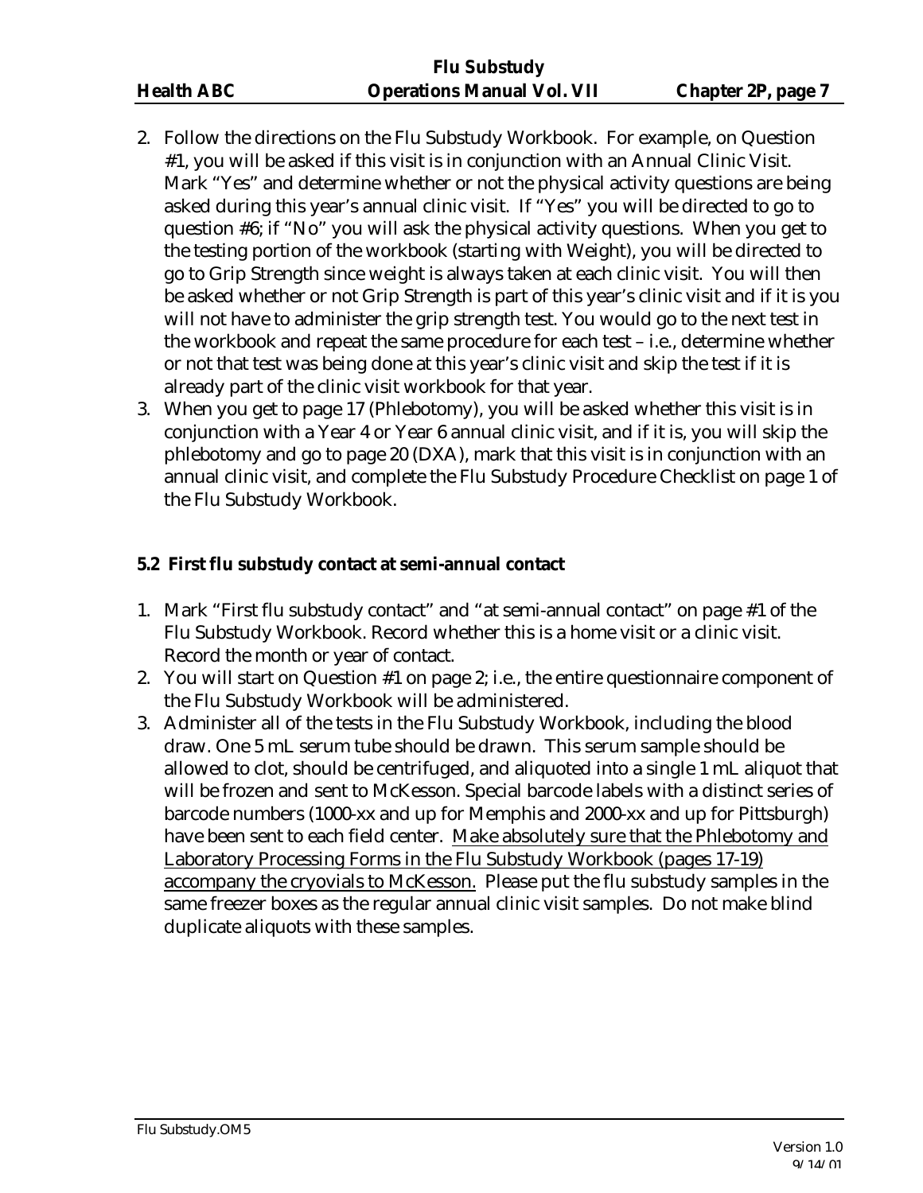2. Follow the directions on the Flu Substudy Workbook. For example, on Question #1, you will be asked if this visit is in conjunction with an Annual Clinic Visit. Mark "Yes" and determine whether or not the physical activity questions are being asked during this year's annual clinic visit. If "Yes" you will be directed to go to question #6; if "No" you will ask the physical activity questions. When you get to the testing portion of the workbook (starting with Weight), you will be directed to go to Grip Strength since weight is always taken at each clinic visit. You will then be asked whether or not Grip Strength is part of this year's clinic visit and if it is you will not have to administer the grip strength test. You would go to the next test in the workbook and repeat the same procedure for each test – i.e., determine whether or not that test was being done at this year's clinic visit and skip the test if it is already part of the clinic visit workbook for that year.
3. When you get to page 17 (Phlebotomy), you will be asked whether this visit is in conjunction with a Year 4 or Year 6 annual clinic visit, and if it is, you will skip the phlebotomy and go to page 20 (DXA), mark that this visit is in conjunction with an annual clinic visit, and complete the Flu Substudy Procedure Checklist on page 1 of the Flu Substudy Workbook.

### 5.2 First flu substudy contact at semi-annual contact

1. Mark "First flu substudy contact" and "at semi-annual contact" on page #1 of the Flu Substudy Workbook. Record whether this is a home visit or a clinic visit. Record the month or year of contact.
2. You will start on Question #1 on page 2; i.e., the entire questionnaire component of the Flu Substudy Workbook will be administered.
3. Administer all of the tests in the Flu Substudy Workbook, including the blood draw. One 5 mL serum tube should be drawn. This serum sample should be allowed to clot, should be centrifuged, and aliquoted into a single 1 mL aliquot that will be frozen and sent to McKesson. Special barcode labels with a distinct series of barcode numbers (1000-xx and up for Memphis and 2000-xx and up for Pittsburgh) have been sent to each field center. <u>Make absolutely sure that the Phlebotomy and Laboratory Processing Forms in the Flu Substudy Workbook (pages 17-19) accompany the cryovials to McKesson.</u> Please put the flu substudy samples in the same freezer boxes as the regular annual clinic visit samples. Do not make blind duplicate aliquots with these samples.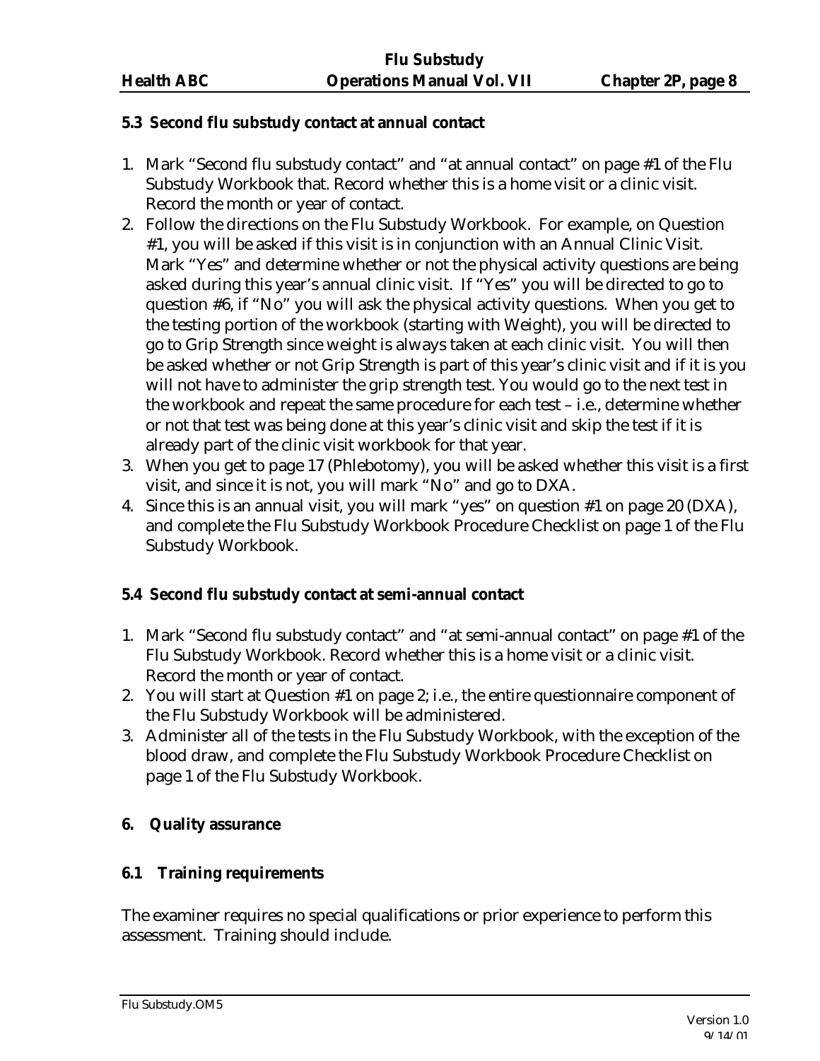### 5.3 Second flu substudy contact at annual contact

1. Mark "Second flu substudy contact" and "at annual contact" on page #1 of the Flu Substudy Workbook that. Record whether this is a home visit or a clinic visit. Record the month or year of contact.
2. Follow the directions on the Flu Substudy Workbook. For example, on Question #1, you will be asked if this visit is in conjunction with an Annual Clinic Visit. Mark "Yes" and determine whether or not the physical activity questions are being asked during this year's annual clinic visit. If "Yes" you will be directed to go to question #6, if "No" you will ask the physical activity questions. When you get to the testing portion of the workbook (starting with Weight), you will be directed to go to Grip Strength since weight is always taken at each clinic visit. You will then be asked whether or not Grip Strength is part of this year's clinic visit and if it is you will not have to administer the grip strength test. You would go to the next test in the workbook and repeat the same procedure for each test – i.e., determine whether or not that test was being done at this year's clinic visit and skip the test if it is already part of the clinic visit workbook for that year.
3. When you get to page 17 (Phlebotomy), you will be asked whether this visit is a first visit, and since it is not, you will mark "No" and go to DXA.
4. Since this is an annual visit, you will mark "yes" on question #1 on page 20 (DXA), and complete the Flu Substudy Workbook Procedure Checklist on page 1 of the Flu Substudy Workbook.

### 5.4 Second flu substudy contact at semi-annual contact

1. Mark "Second flu substudy contact" and "at semi-annual contact" on page #1 of the Flu Substudy Workbook. Record whether this is a home visit or a clinic visit. Record the month or year of contact.
2. You will start at Question #1 on page 2; i.e., the entire questionnaire component of the Flu Substudy Workbook will be administered.
3. Administer all of the tests in the Flu Substudy Workbook, with the exception of the blood draw, and complete the Flu Substudy Workbook Procedure Checklist on page 1 of the Flu Substudy Workbook.

## 6. Quality assurance

### 6.1 Training requirements

The examiner requires no special qualifications or prior experience to perform this assessment. Training should include.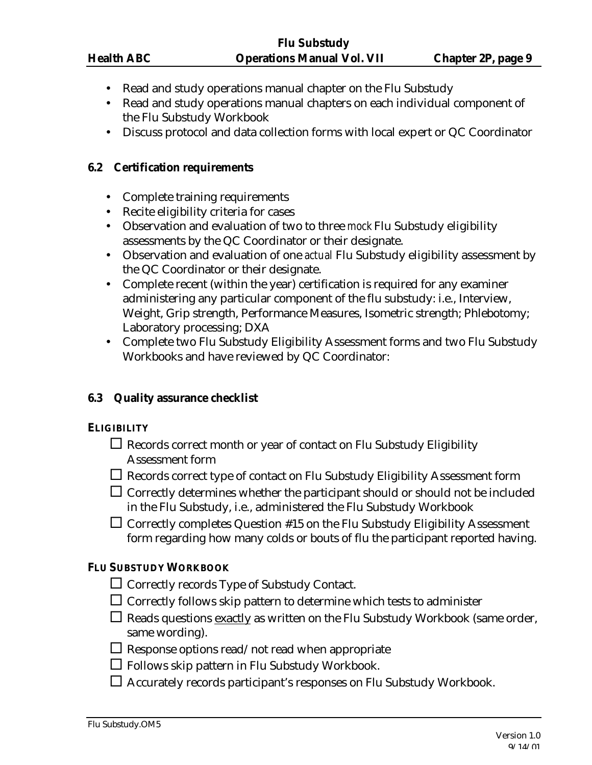- Read and study operations manual chapter on the Flu Substudy
- Read and study operations manual chapters on each individual component of the Flu Substudy Workbook
- Discuss protocol and data collection forms with local expert or QC Coordinator

### 6.2 Certification requirements

- Complete training requirements
- Recite eligibility criteria for cases
- Observation and evaluation of two to three *mock* Flu Substudy eligibility assessments by the QC Coordinator or their designate.
- Observation and evaluation of one *actual* Flu Substudy eligibility assessment by the QC Coordinator or their designate.
- Complete recent (within the year) certification is required for any examiner administering any particular component of the flu substudy: i.e., Interview, Weight, Grip strength, Performance Measures, Isometric strength; Phlebotomy; Laboratory processing; DXA
- Complete two Flu Substudy Eligibility Assessment forms and two Flu Substudy Workbooks and have reviewed by QC Coordinator:

### 6.3 Quality assurance checklist

**ELIGIBILITY**

- ☐ Records correct month or year of contact on Flu Substudy Eligibility Assessment form
- ☐ Records correct type of contact on Flu Substudy Eligibility Assessment form
- ☐ Correctly determines whether the participant should or should not be included in the Flu Substudy, i.e., administered the Flu Substudy Workbook
- ☐ Correctly completes Question #15 on the Flu Substudy Eligibility Assessment form regarding how many colds or bouts of flu the participant reported having.

**FLU SUBSTUDY WORKBOOK**

- ☐ Correctly records Type of Substudy Contact.
- ☐ Correctly follows skip pattern to determine which tests to administer
- ☐ Reads questions <u>exactly</u> as written on the Flu Substudy Workbook (same order, same wording).
- ☐ Response options read/not read when appropriate
- ☐ Follows skip pattern in Flu Substudy Workbook.
- ☐ Accurately records participant's responses on Flu Substudy Workbook.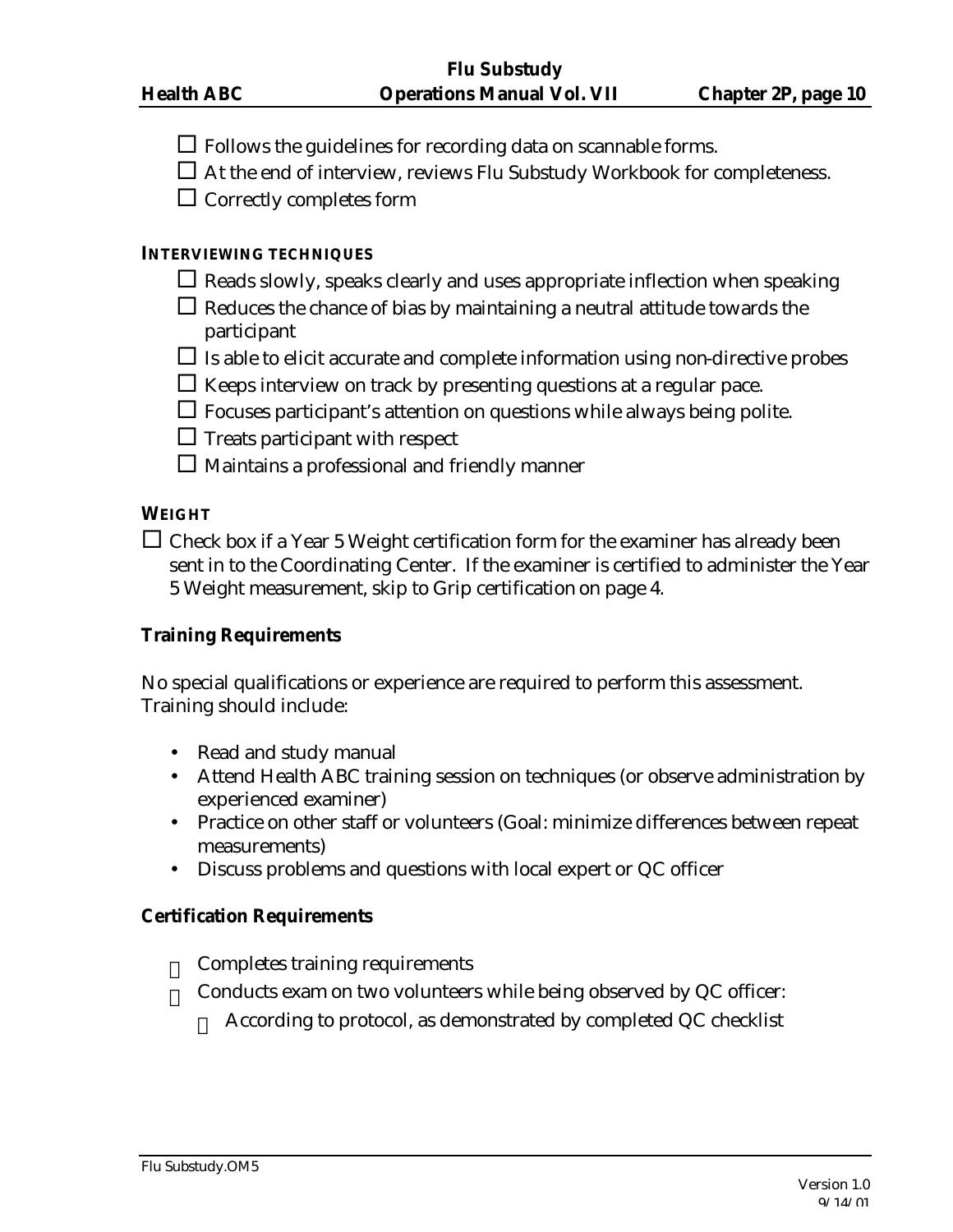- ☐ Follows the guidelines for recording data on scannable forms.
- ☐ At the end of interview, reviews Flu Substudy Workbook for completeness.
- ☐ Correctly completes form

### INTERVIEWING TECHNIQUES

- ☐ Reads slowly, speaks clearly and uses appropriate inflection when speaking
- ☐ Reduces the chance of bias by maintaining a neutral attitude towards the participant
- ☐ Is able to elicit accurate and complete information using non-directive probes
- ☐ Keeps interview on track by presenting questions at a regular pace.
- ☐ Focuses participant's attention on questions while always being polite.
- ☐ Treats participant with respect
- ☐ Maintains a professional and friendly manner

### WEIGHT

☐ Check box if a Year 5 Weight certification form for the examiner has already been sent in to the Coordinating Center. If the examiner is certified to administer the Year 5 Weight measurement, skip to Grip certification on page 4.

**Training Requirements**

No special qualifications or experience are required to perform this assessment. Training should include:

- Read and study manual
- Attend Health ABC training session on techniques (or observe administration by experienced examiner)
- Practice on other staff or volunteers (Goal: minimize differences between repeat measurements)
- Discuss problems and questions with local expert or QC officer

**Certification Requirements**

- ☐ Completes training requirements
- ☐ Conducts exam on two volunteers while being observed by QC officer:
  - ☐ According to protocol, as demonstrated by completed QC checklist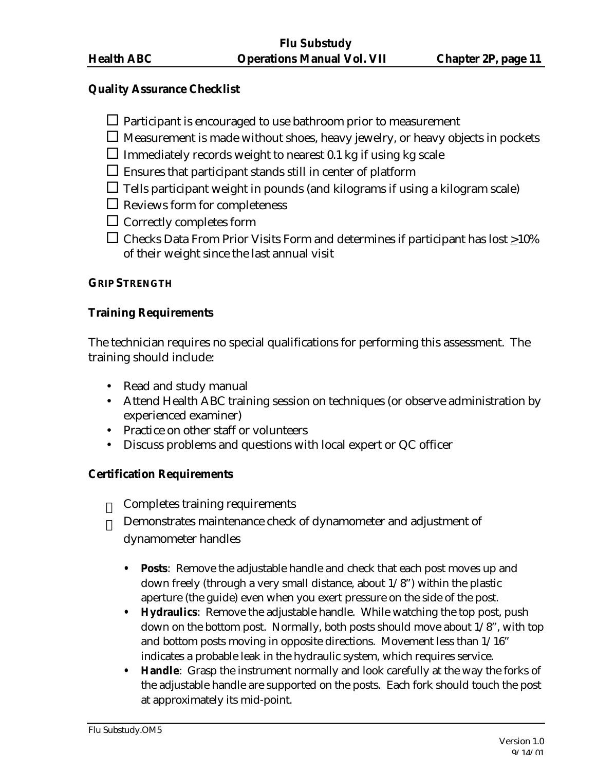**Quality Assurance Checklist**

- ☐ Participant is encouraged to use bathroom prior to measurement
- ☐ Measurement is made without shoes, heavy jewelry, or heavy objects in pockets
- ☐ Immediately records weight to nearest 0.1 kg if using kg scale
- ☐ Ensures that participant stands still in center of platform
- ☐ Tells participant weight in pounds (and kilograms if using a kilogram scale)
- ☐ Reviews form for completeness
- ☐ Correctly completes form
- ☐ Checks Data From Prior Visits Form and determines if participant has lost $\geq$10% of their weight since the last annual visit

## GRIP STRENGTH

**Training Requirements**

The technician requires no special qualifications for performing this assessment. The training should include:

- Read and study manual
- Attend Health ABC training session on techniques (or observe administration by experienced examiner)
- Practice on other staff or volunteers
- Discuss problems and questions with local expert or QC officer

**Certification Requirements**

- ☐ Completes training requirements
- ☐ Demonstrates maintenance check of dynamometer and adjustment of dynamometer handles
  - **Posts**: Remove the adjustable handle and check that each post moves up and down freely (through a very small distance, about 1/8") within the plastic aperture (the guide) even when you exert pressure on the side of the post.
  - **Hydraulics**: Remove the adjustable handle. While watching the top post, push down on the bottom post. Normally, both posts should move about 1/8", with top and bottom posts moving in opposite directions. Movement less than 1/16" indicates a probable leak in the hydraulic system, which requires service.
  - **Handle**: Grasp the instrument normally and look carefully at the way the forks of the adjustable handle are supported on the posts. Each fork should touch the post at approximately its mid-point.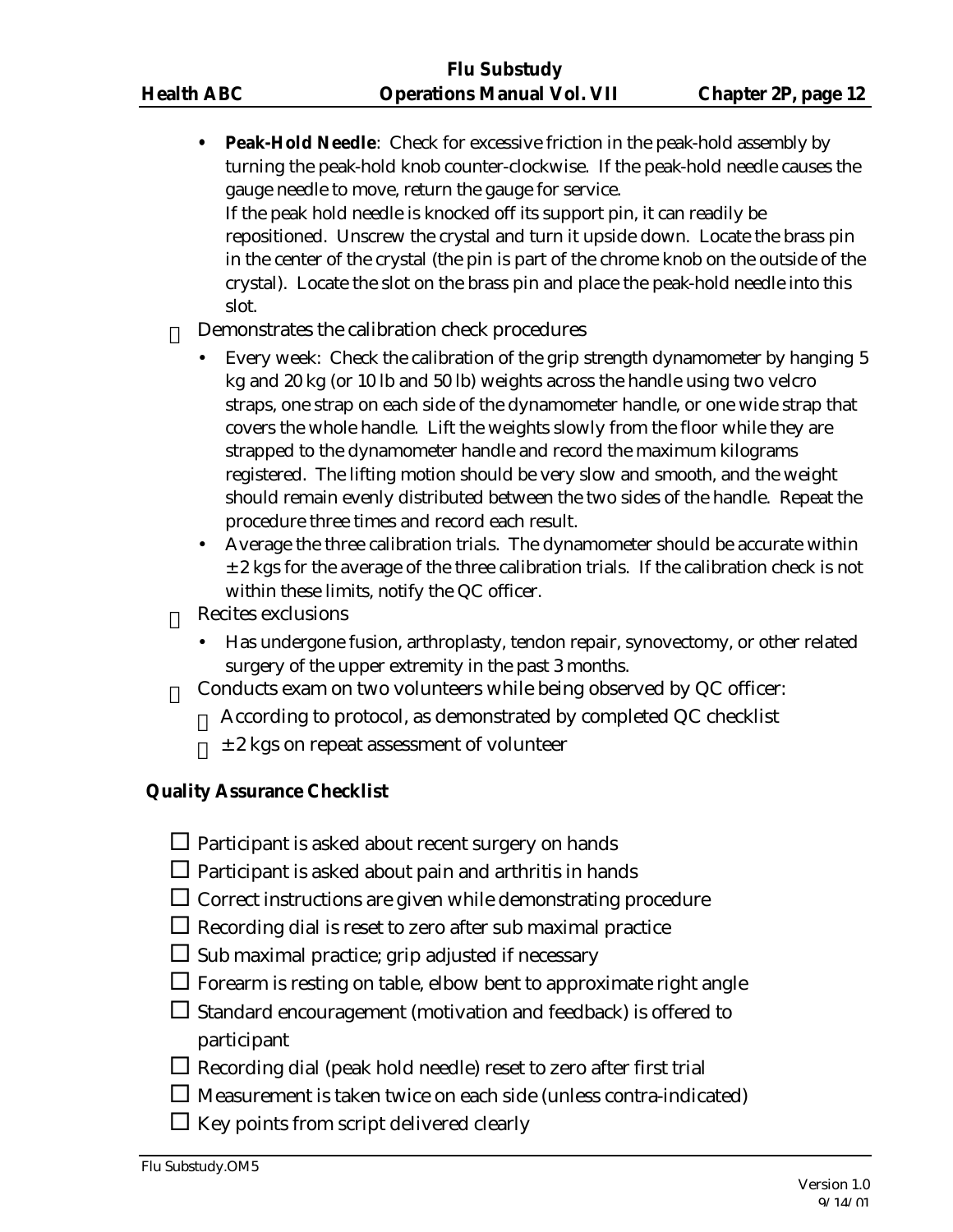- **Peak-Hold Needle**: Check for excessive friction in the peak-hold assembly by turning the peak-hold knob counter-clockwise. If the peak-hold needle causes the gauge needle to move, return the gauge for service.
  If the peak hold needle is knocked off its support pin, it can readily be repositioned. Unscrew the crystal and turn it upside down. Locate the brass pin in the center of the crystal (the pin is part of the chrome knob on the outside of the crystal). Locate the slot on the brass pin and place the peak-hold needle into this slot.

- Demonstrates the calibration check procedures
  - Every week: Check the calibration of the grip strength dynamometer by hanging 5 kg and 20 kg (or 10 lb and 50 lb) weights across the handle using two velcro straps, one strap on each side of the dynamometer handle, or one wide strap that covers the whole handle. Lift the weights slowly from the floor while they are strapped to the dynamometer handle and record the maximum kilograms registered. The lifting motion should be very slow and smooth, and the weight should remain evenly distributed between the two sides of the handle. Repeat the procedure three times and record each result.
  - Average the three calibration trials. The dynamometer should be accurate within ± 2 kgs for the average of the three calibration trials. If the calibration check is not within these limits, notify the QC officer.
- Recites exclusions
  - Has undergone fusion, arthroplasty, tendon repair, synovectomy, or other related surgery of the upper extremity in the past 3 months.
- Conducts exam on two volunteers while being observed by QC officer:
  - According to protocol, as demonstrated by completed QC checklist
  - ± 2 kgs on repeat assessment of volunteer

**Quality Assurance Checklist**

- ☐ Participant is asked about recent surgery on hands
- ☐ Participant is asked about pain and arthritis in hands
- ☐ Correct instructions are given while demonstrating procedure
- ☐ Recording dial is reset to zero after sub maximal practice
- ☐ Sub maximal practice; grip adjusted if necessary
- ☐ Forearm is resting on table, elbow bent to approximate right angle
- ☐ Standard encouragement (motivation and feedback) is offered to participant
- ☐ Recording dial (peak hold needle) reset to zero after first trial
- ☐ Measurement is taken twice on each side (unless contra-indicated)
- ☐ Key points from script delivered clearly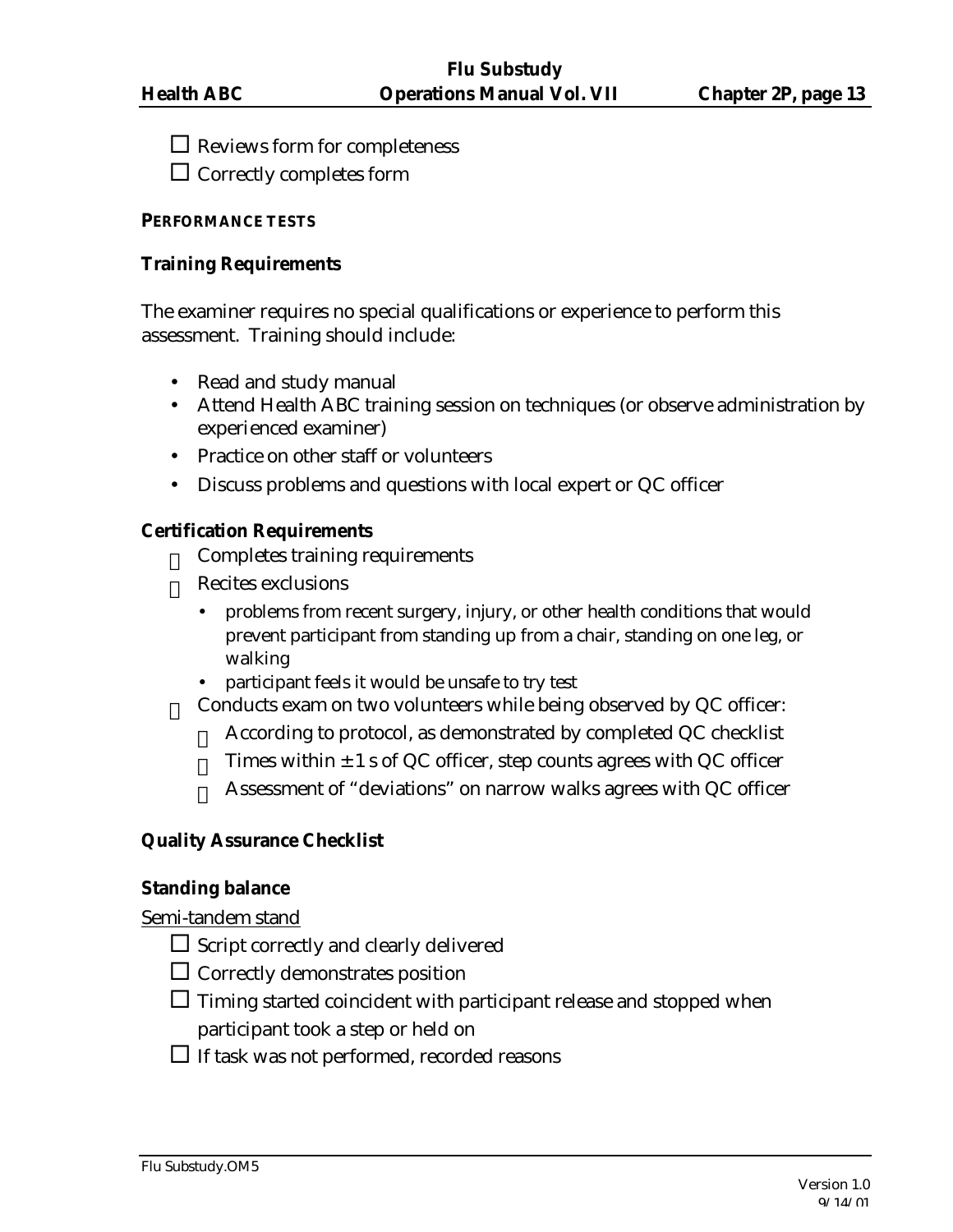- ☐ Reviews form for completeness
- ☐ Correctly completes form

**PERFORMANCE TESTS**

**Training Requirements**

The examiner requires no special qualifications or experience to perform this assessment. Training should include:

- Read and study manual
- Attend Health ABC training session on techniques (or observe administration by experienced examiner)
- Practice on other staff or volunteers
- Discuss problems and questions with local expert or QC officer

**Certification Requirements**

- ☐ Completes training requirements
- ☐ Recites exclusions
  - problems from recent surgery, injury, or other health conditions that would prevent participant from standing up from a chair, standing on one leg, or walking
  - participant feels it would be unsafe to try test
- ☐ Conducts exam on two volunteers while being observed by QC officer:
  - ☐ According to protocol, as demonstrated by completed QC checklist
  - ☐ Times within ± 1 s of QC officer, step counts agrees with QC officer
  - ☐ Assessment of "deviations" on narrow walks agrees with QC officer

**Quality Assurance Checklist**

**Standing balance**

<u>Semi-tandem stand</u>

- ☐ Script correctly and clearly delivered
- ☐ Correctly demonstrates position
- ☐ Timing started coincident with participant release and stopped when participant took a step or held on
- ☐ If task was not performed, recorded reasons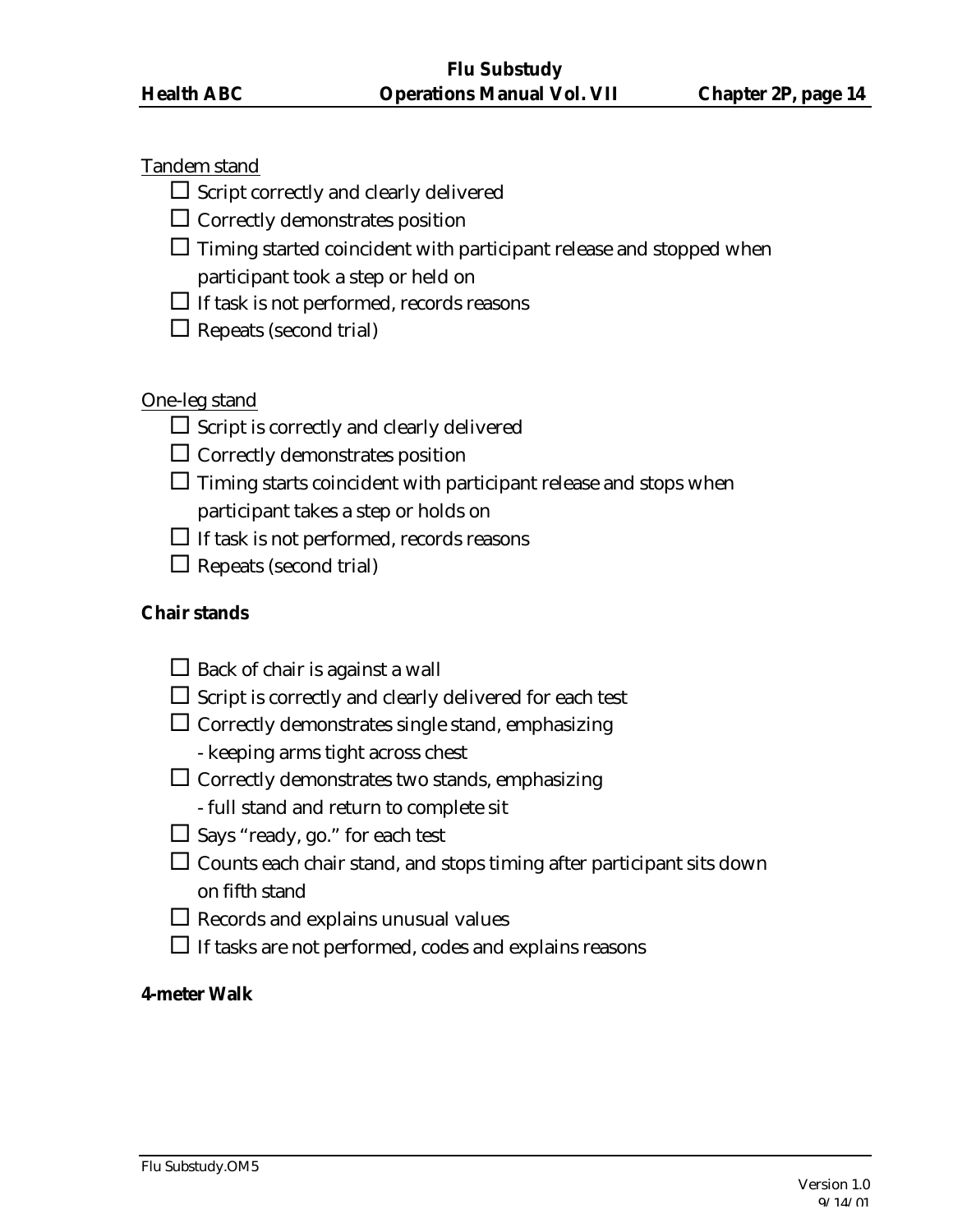Tandem stand

- ☐ Script correctly and clearly delivered
- ☐ Correctly demonstrates position
- ☐ Timing started coincident with participant release and stopped when participant took a step or held on
- ☐ If task is not performed, records reasons
- ☐ Repeats (second trial)

One-leg stand

- ☐ Script is correctly and clearly delivered
- ☐ Correctly demonstrates position
- ☐ Timing starts coincident with participant release and stops when participant takes a step or holds on
- ☐ If task is not performed, records reasons
- ☐ Repeats (second trial)

**Chair stands**

- ☐ Back of chair is against a wall
- ☐ Script is correctly and clearly delivered for each test
- ☐ Correctly demonstrates single stand, emphasizing
  - keeping arms tight across chest
- ☐ Correctly demonstrates two stands, emphasizing
  - full stand and return to complete sit
- ☐ Says "ready, go." for each test
- ☐ Counts each chair stand, and stops timing after participant sits down on fifth stand
- ☐ Records and explains unusual values
- ☐ If tasks are not performed, codes and explains reasons

**4-meter Walk**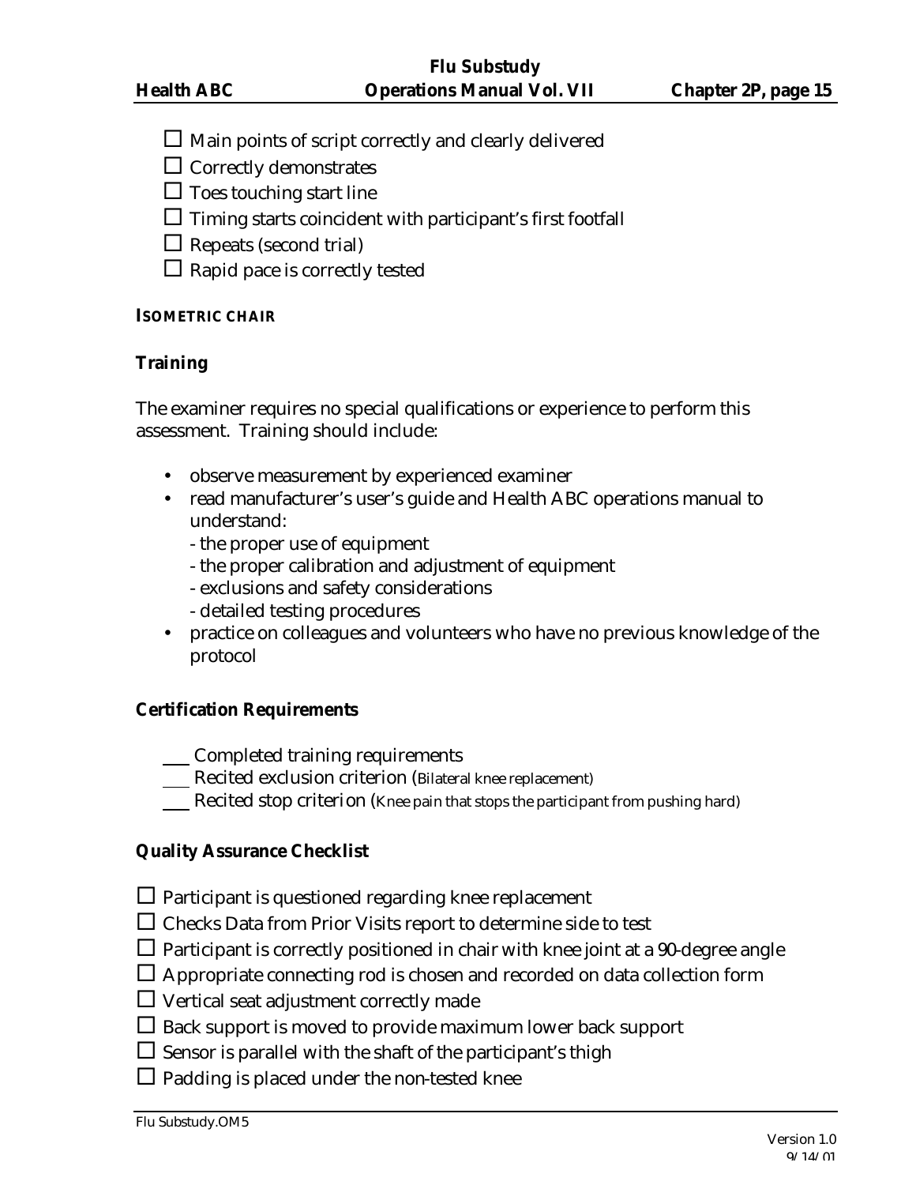☐ Main points of script correctly and clearly delivered
☐ Correctly demonstrates
☐ Toes touching start line
☐ Timing starts coincident with participant's first footfall
☐ Repeats (second trial)
☐ Rapid pace is correctly tested

## ISOMETRIC CHAIR

### Training

The examiner requires no special qualifications or experience to perform this assessment. Training should include:

- observe measurement by experienced examiner
- read manufacturer's user's guide and Health ABC operations manual to understand:
  - the proper use of equipment
  - the proper calibration and adjustment of equipment
  - exclusions and safety considerations
  - detailed testing procedures
- practice on colleagues and volunteers who have no previous knowledge of the protocol

### Certification Requirements

___ Completed training requirements
___ Recited exclusion criterion (Bilateral knee replacement)
___ Recited stop criterion (Knee pain that stops the participant from pushing hard)

### Quality Assurance Checklist

☐ Participant is questioned regarding knee replacement
☐ Checks Data from Prior Visits report to determine side to test
☐ Participant is correctly positioned in chair with knee joint at a 90-degree angle
☐ Appropriate connecting rod is chosen and recorded on data collection form
☐ Vertical seat adjustment correctly made
☐ Back support is moved to provide maximum lower back support
☐ Sensor is parallel with the shaft of the participant's thigh
☐ Padding is placed under the non-tested knee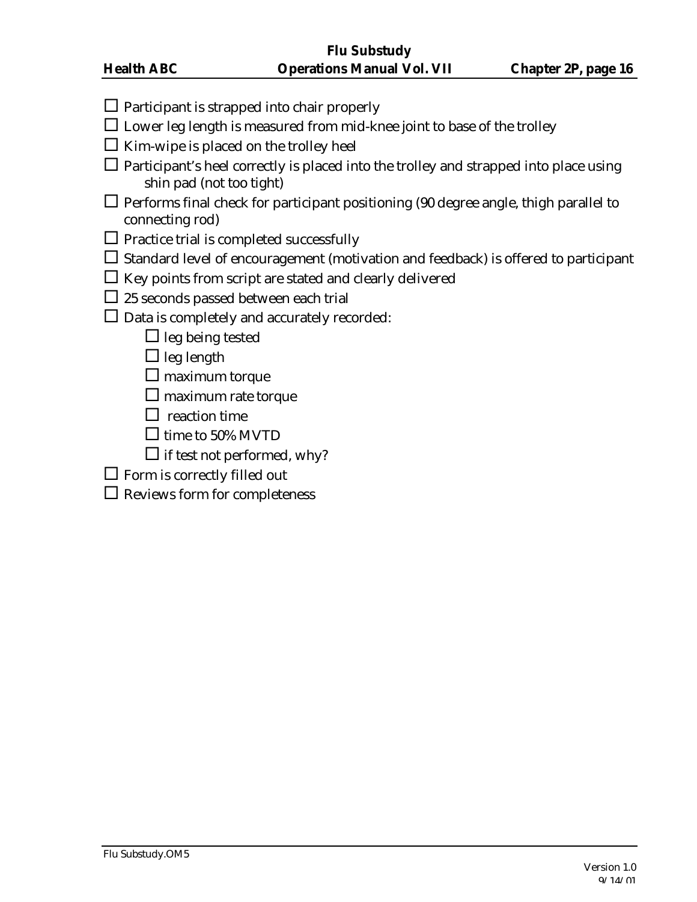- ☐ Participant is strapped into chair properly
- ☐ Lower leg length is measured from mid-knee joint to base of the trolley
- ☐ Kim-wipe is placed on the trolley heel
- ☐ Participant's heel correctly is placed into the trolley and strapped into place using shin pad (not too tight)
- ☐ Performs final check for participant positioning (90 degree angle, thigh parallel to connecting rod)
- ☐ Practice trial is completed successfully
- ☐ Standard level of encouragement (motivation and feedback) is offered to participant
- ☐ Key points from script are stated and clearly delivered
- ☐ 25 seconds passed between each trial
- ☐ Data is completely and accurately recorded:
    - ☐ leg being tested
    - ☐ leg length
    - ☐ maximum torque
    - ☐ maximum rate torque
    - ☐ reaction time
    - ☐ time to 50% MVTD
    - ☐ if test not performed, why?
- ☐ Form is correctly filled out
- ☐ Reviews form for completeness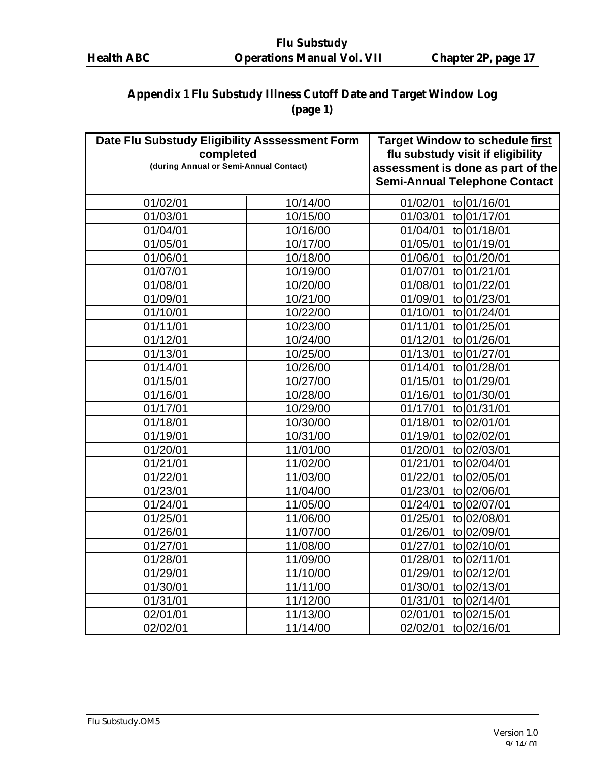## Appendix 1 Flu Substudy Illness Cutoff Date and Target Window Log (page 1)

| Date Flu Substudy Eligibility Asssessment Form completed (during Annual or Semi-Annual Contact) | | Target Window to schedule <u>first</u> flu substudy visit if eligibility assessment is done as part of the Semi-Annual Telephone Contact | | |
|---|---|---|---|---|
| 01/02/01 | 10/14/00 | 01/02/01 | to | 01/16/01 |
| 01/03/01 | 10/15/00 | 01/03/01 | to | 01/17/01 |
| 01/04/01 | 10/16/00 | 01/04/01 | to | 01/18/01 |
| 01/05/01 | 10/17/00 | 01/05/01 | to | 01/19/01 |
| 01/06/01 | 10/18/00 | 01/06/01 | to | 01/20/01 |
| 01/07/01 | 10/19/00 | 01/07/01 | to | 01/21/01 |
| 01/08/01 | 10/20/00 | 01/08/01 | to | 01/22/01 |
| 01/09/01 | 10/21/00 | 01/09/01 | to | 01/23/01 |
| 01/10/01 | 10/22/00 | 01/10/01 | to | 01/24/01 |
| 01/11/01 | 10/23/00 | 01/11/01 | to | 01/25/01 |
| 01/12/01 | 10/24/00 | 01/12/01 | to | 01/26/01 |
| 01/13/01 | 10/25/00 | 01/13/01 | to | 01/27/01 |
| 01/14/01 | 10/26/00 | 01/14/01 | to | 01/28/01 |
| 01/15/01 | 10/27/00 | 01/15/01 | to | 01/29/01 |
| 01/16/01 | 10/28/00 | 01/16/01 | to | 01/30/01 |
| 01/17/01 | 10/29/00 | 01/17/01 | to | 01/31/01 |
| 01/18/01 | 10/30/00 | 01/18/01 | to | 02/01/01 |
| 01/19/01 | 10/31/00 | 01/19/01 | to | 02/02/01 |
| 01/20/01 | 11/01/00 | 01/20/01 | to | 02/03/01 |
| 01/21/01 | 11/02/00 | 01/21/01 | to | 02/04/01 |
| 01/22/01 | 11/03/00 | 01/22/01 | to | 02/05/01 |
| 01/23/01 | 11/04/00 | 01/23/01 | to | 02/06/01 |
| 01/24/01 | 11/05/00 | 01/24/01 | to | 02/07/01 |
| 01/25/01 | 11/06/00 | 01/25/01 | to | 02/08/01 |
| 01/26/01 | 11/07/00 | 01/26/01 | to | 02/09/01 |
| 01/27/01 | 11/08/00 | 01/27/01 | to | 02/10/01 |
| 01/28/01 | 11/09/00 | 01/28/01 | to | 02/11/01 |
| 01/29/01 | 11/10/00 | 01/29/01 | to | 02/12/01 |
| 01/30/01 | 11/11/00 | 01/30/01 | to | 02/13/01 |
| 01/31/01 | 11/12/00 | 01/31/01 | to | 02/14/01 |
| 02/01/01 | 11/13/00 | 02/01/01 | to | 02/15/01 |
| 02/02/01 | 11/14/00 | 02/02/01 | to | 02/16/01 |